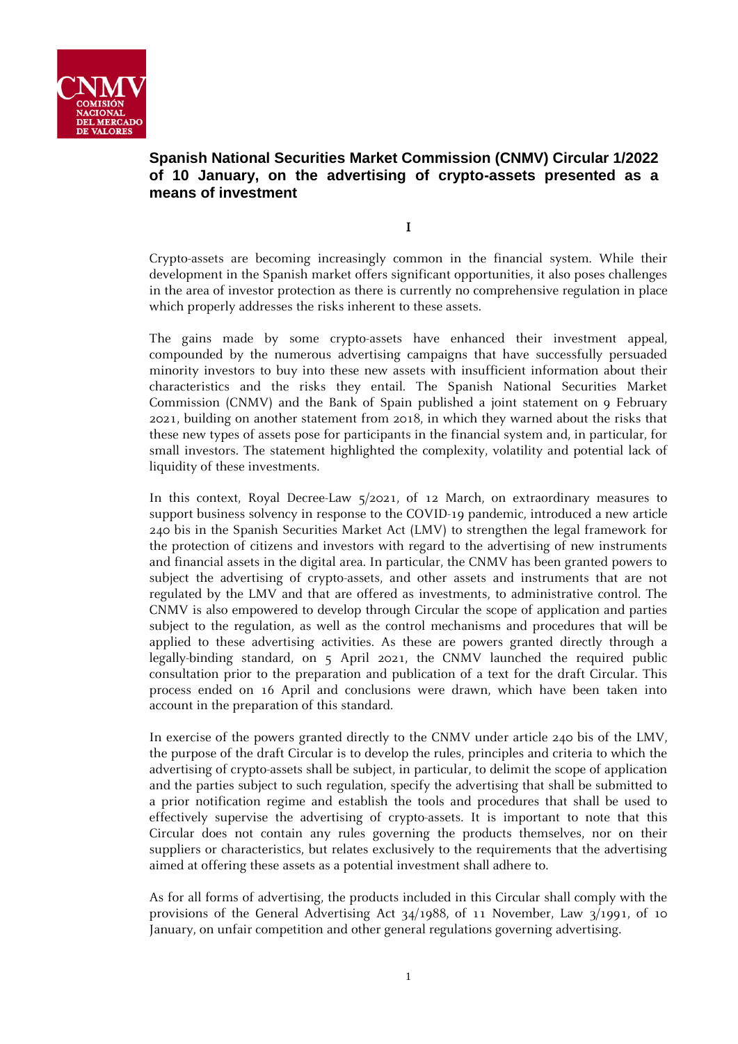# Spanish National Securities Market Commission (CNMV) Circular 1/2022 of 10 January, on the advertising of crypto-assets presented as a means of investment

I

Crypto-assets are becoming increasingly common in the financial system. While their development in the Spanish market offers significant opportunities, it also poses challenges in the area of investor protection as there is currently no comprehensive regulation in place which properly addresses the risks inherent to these assets.

The gains made by some crypto-assets have enhanced their investment appeal, compounded by the numerous advertising campaigns that have successfully persuaded minority investors to buy into these new assets with insufficient information about their characteristics and the risks they entail. The Spanish National Securities Market Commission (CNMV) and the Bank of Spain published a joint statement on 9 February 2021, building on another statement from 2018, in which they warned about the risks that these new types of assets pose for participants in the financial system and, in particular, for small investors. The statement highlighted the complexity, volatility and potential lack of liquidity of these investments.

In this context, Royal Decree-Law 5/2021, of 12 March, on extraordinary measures to support business solvency in response to the COVID-19 pandemic, introduced a new article 240 bis in the Spanish Securities Market Act (LMV) to strengthen the legal framework for the protection of citizens and investors with regard to the advertising of new instruments and financial assets in the digital area. In particular, the CNMV has been granted powers to subject the advertising of crypto-assets, and other assets and instruments that are not regulated by the LMV and that are offered as investments, to administrative control. The CNMV is also empowered to develop through Circular the scope of application and parties subject to the regulation, as well as the control mechanisms and procedures that will be applied to these advertising activities. As these are powers granted directly through a legally-binding standard, on 5 April 2021, the CNMV launched the required public consultation prior to the preparation and publication of a text for the draft Circular. This process ended on 16 April and conclusions were drawn, which have been taken into account in the preparation of this standard.

In exercise of the powers granted directly to the CNMV under article 240 bis of the LMV, the purpose of the draft Circular is to develop the rules, principles and criteria to which the advertising of crypto-assets shall be subject, in particular, to delimit the scope of application and the parties subject to such regulation, specify the advertising that shall be submitted to a prior notification regime and establish the tools and procedures that shall be used to effectively supervise the advertising of crypto-assets. It is important to note that this Circular does not contain any rules governing the products themselves, nor on their suppliers or characteristics, but relates exclusively to the requirements that the advertising aimed at offering these assets as a potential investment shall adhere to.

As for all forms of advertising, the products included in this Circular shall comply with the provisions of the General Advertising Act 34/1988, of 11 November, Law 3/1991, of 10 January, on unfair competition and other general regulations governing advertising.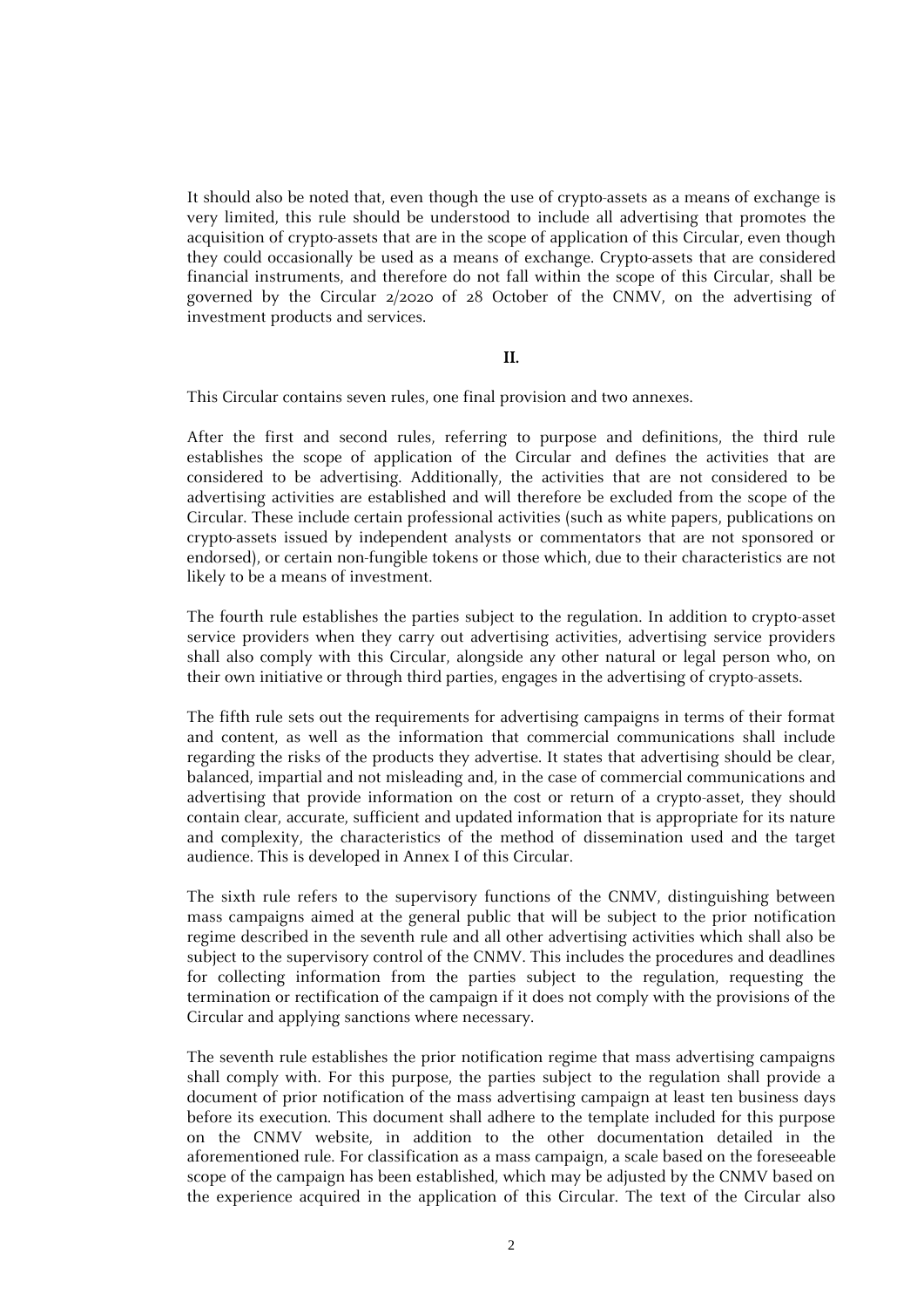It should also be noted that, even though the use of crypto-assets as a means of exchange is very limited, this rule should be understood to include all advertising that promotes the acquisition of crypto-assets that are in the scope of application of this Circular, even though they could occasionally be used as a means of exchange. Crypto-assets that are considered financial instruments, and therefore do not fall within the scope of this Circular, shall be governed by the Circular 2/2020 of 28 October of the CNMV, on the advertising of investment products and services.

**II.**

This Circular contains seven rules, one final provision and two annexes.

After the first and second rules, referring to purpose and definitions, the third rule establishes the scope of application of the Circular and defines the activities that are considered to be advertising. Additionally, the activities that are not considered to be advertising activities are established and will therefore be excluded from the scope of the Circular. These include certain professional activities (such as white papers, publications on crypto-assets issued by independent analysts or commentators that are not sponsored or endorsed), or certain non-fungible tokens or those which, due to their characteristics are not likely to be a means of investment.

The fourth rule establishes the parties subject to the regulation. In addition to crypto-asset service providers when they carry out advertising activities, advertising service providers shall also comply with this Circular, alongside any other natural or legal person who, on their own initiative or through third parties, engages in the advertising of crypto-assets.

The fifth rule sets out the requirements for advertising campaigns in terms of their format and content, as well as the information that commercial communications shall include regarding the risks of the products they advertise. It states that advertising should be clear, balanced, impartial and not misleading and, in the case of commercial communications and advertising that provide information on the cost or return of a crypto-asset, they should contain clear, accurate, sufficient and updated information that is appropriate for its nature and complexity, the characteristics of the method of dissemination used and the target audience. This is developed in Annex I of this Circular.

The sixth rule refers to the supervisory functions of the CNMV, distinguishing between mass campaigns aimed at the general public that will be subject to the prior notification regime described in the seventh rule and all other advertising activities which shall also be subject to the supervisory control of the CNMV. This includes the procedures and deadlines for collecting information from the parties subject to the regulation, requesting the termination or rectification of the campaign if it does not comply with the provisions of the Circular and applying sanctions where necessary.

The seventh rule establishes the prior notification regime that mass advertising campaigns shall comply with. For this purpose, the parties subject to the regulation shall provide a document of prior notification of the mass advertising campaign at least ten business days before its execution. This document shall adhere to the template included for this purpose on the CNMV website, in addition to the other documentation detailed in the aforementioned rule. For classification as a mass campaign, a scale based on the foreseeable scope of the campaign has been established, which may be adjusted by the CNMV based on the experience acquired in the application of this Circular. The text of the Circular also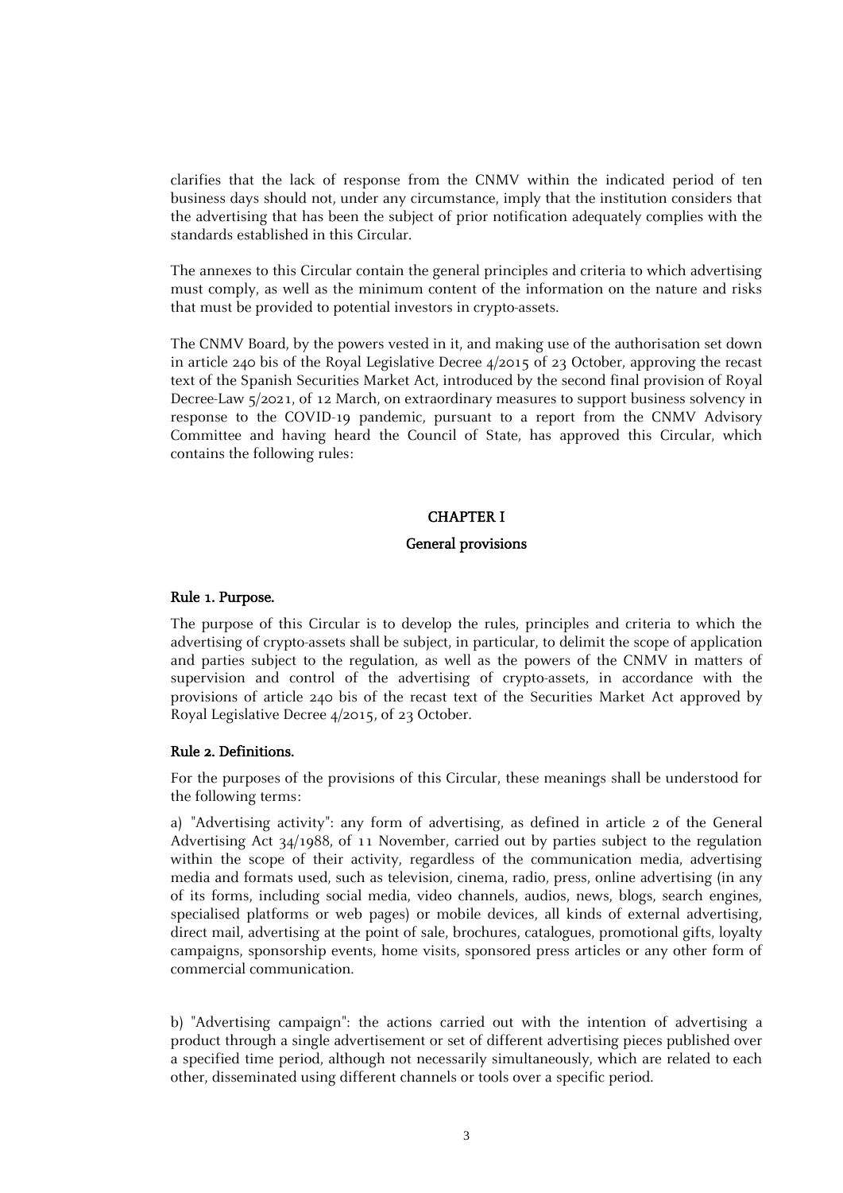clarifies that the lack of response from the CNMV within the indicated period of ten business days should not, under any circumstance, imply that the institution considers that the advertising that has been the subject of prior notification adequately complies with the standards established in this Circular.

The annexes to this Circular contain the general principles and criteria to which advertising must comply, as well as the minimum content of the information on the nature and risks that must be provided to potential investors in crypto-assets.

The CNMV Board, by the powers vested in it, and making use of the authorisation set down in article 240 bis of the Royal Legislative Decree 4/2015 of 23 October, approving the recast text of the Spanish Securities Market Act, introduced by the second final provision of Royal Decree-Law 5/2021, of 12 March, on extraordinary measures to support business solvency in response to the COVID-19 pandemic, pursuant to a report from the CNMV Advisory Committee and having heard the Council of State, has approved this Circular, which contains the following rules:

## CHAPTER I

## General provisions

### Rule 1. Purpose.

The purpose of this Circular is to develop the rules, principles and criteria to which the advertising of crypto-assets shall be subject, in particular, to delimit the scope of application and parties subject to the regulation, as well as the powers of the CNMV in matters of supervision and control of the advertising of crypto-assets, in accordance with the provisions of article 240 bis of the recast text of the Securities Market Act approved by Royal Legislative Decree 4/2015, of 23 October.

### Rule 2. Definitions.

For the purposes of the provisions of this Circular, these meanings shall be understood for the following terms:

a) "Advertising activity": any form of advertising, as defined in article 2 of the General Advertising Act 34/1988, of 11 November, carried out by parties subject to the regulation within the scope of their activity, regardless of the communication media, advertising media and formats used, such as television, cinema, radio, press, online advertising (in any of its forms, including social media, video channels, audios, news, blogs, search engines, specialised platforms or web pages) or mobile devices, all kinds of external advertising, direct mail, advertising at the point of sale, brochures, catalogues, promotional gifts, loyalty campaigns, sponsorship events, home visits, sponsored press articles or any other form of commercial communication.

b) "Advertising campaign": the actions carried out with the intention of advertising a product through a single advertisement or set of different advertising pieces published over a specified time period, although not necessarily simultaneously, which are related to each other, disseminated using different channels or tools over a specific period.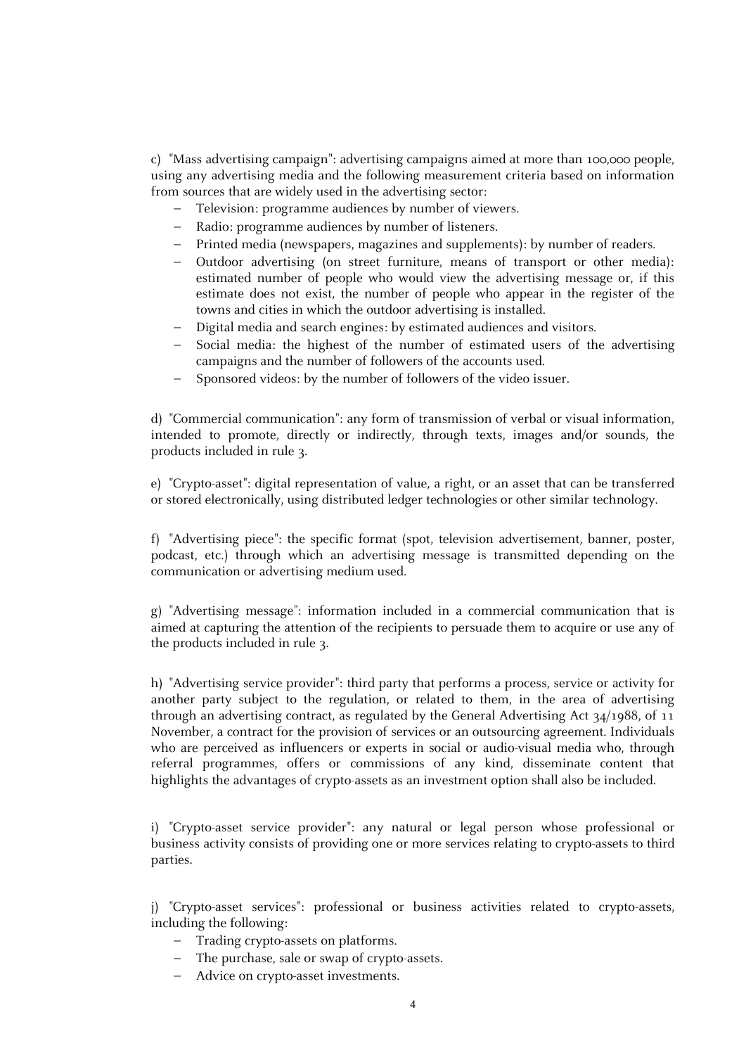c) "Mass advertising campaign": advertising campaigns aimed at more than 100,000 people, using any advertising media and the following measurement criteria based on information from sources that are widely used in the advertising sector:

- Television: programme audiences by number of viewers.
- Radio: programme audiences by number of listeners.
- Printed media (newspapers, magazines and supplements): by number of readers.
- Outdoor advertising (on street furniture, means of transport or other media): estimated number of people who would view the advertising message or, if this estimate does not exist, the number of people who appear in the register of the towns and cities in which the outdoor advertising is installed.
- Digital media and search engines: by estimated audiences and visitors.
- Social media: the highest of the number of estimated users of the advertising campaigns and the number of followers of the accounts used.
- Sponsored videos: by the number of followers of the video issuer.

d) "Commercial communication": any form of transmission of verbal or visual information, intended to promote, directly or indirectly, through texts, images and/or sounds, the products included in rule 3.

e) "Crypto-asset": digital representation of value, a right, or an asset that can be transferred or stored electronically, using distributed ledger technologies or other similar technology.

f) "Advertising piece": the specific format (spot, television advertisement, banner, poster, podcast, etc.) through which an advertising message is transmitted depending on the communication or advertising medium used.

g) "Advertising message": information included in a commercial communication that is aimed at capturing the attention of the recipients to persuade them to acquire or use any of the products included in rule 3.

h) "Advertising service provider": third party that performs a process, service or activity for another party subject to the regulation, or related to them, in the area of advertising through an advertising contract, as regulated by the General Advertising Act 34/1988, of 11 November, a contract for the provision of services or an outsourcing agreement. Individuals who are perceived as influencers or experts in social or audio-visual media who, through referral programmes, offers or commissions of any kind, disseminate content that highlights the advantages of crypto-assets as an investment option shall also be included.

i) "Crypto-asset service provider": any natural or legal person whose professional or business activity consists of providing one or more services relating to crypto-assets to third parties.

j) "Crypto-asset services": professional or business activities related to crypto-assets, including the following:

- Trading crypto-assets on platforms.
- The purchase, sale or swap of crypto-assets.
- Advice on crypto-asset investments.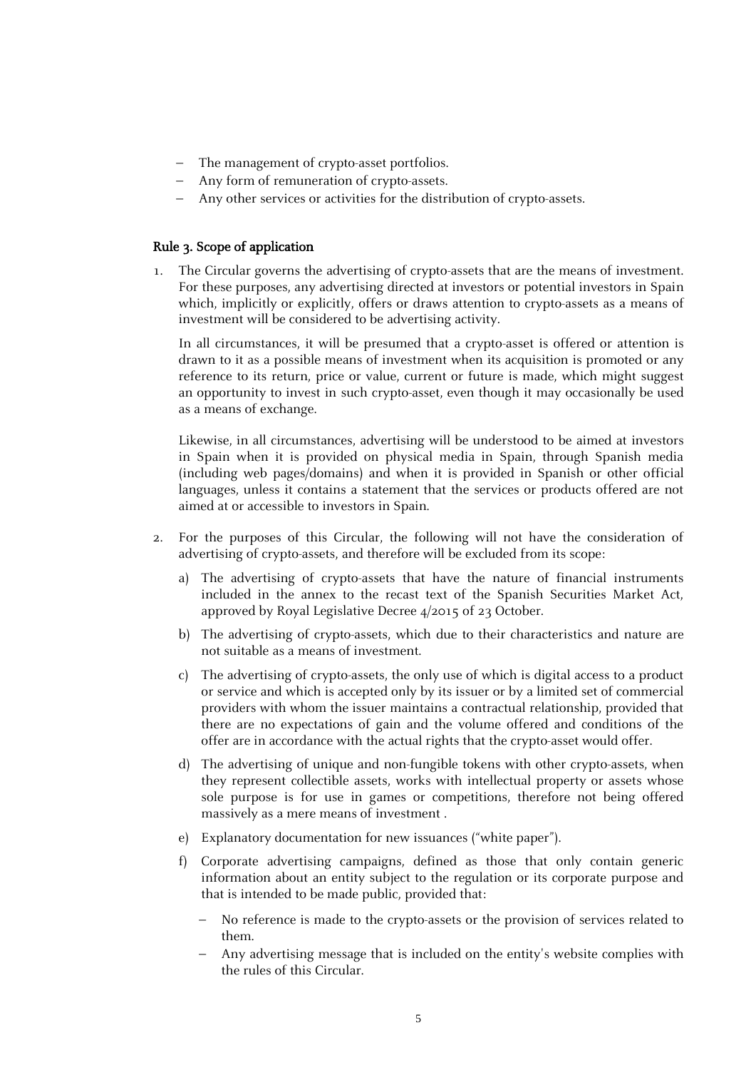- The management of crypto-asset portfolios.
- Any form of remuneration of crypto-assets.
- Any other services or activities for the distribution of crypto-assets.

### Rule 3. Scope of application

1. The Circular governs the advertising of crypto-assets that are the means of investment. For these purposes, any advertising directed at investors or potential investors in Spain which, implicitly or explicitly, offers or draws attention to crypto-assets as a means of investment will be considered to be advertising activity.

   In all circumstances, it will be presumed that a crypto-asset is offered or attention is drawn to it as a possible means of investment when its acquisition is promoted or any reference to its return, price or value, current or future is made, which might suggest an opportunity to invest in such crypto-asset, even though it may occasionally be used as a means of exchange.

   Likewise, in all circumstances, advertising will be understood to be aimed at investors in Spain when it is provided on physical media in Spain, through Spanish media (including web pages/domains) and when it is provided in Spanish or other official languages, unless it contains a statement that the services or products offered are not aimed at or accessible to investors in Spain.

2. For the purposes of this Circular, the following will not have the consideration of advertising of crypto-assets, and therefore will be excluded from its scope:

   a) The advertising of crypto-assets that have the nature of financial instruments included in the annex to the recast text of the Spanish Securities Market Act, approved by Royal Legislative Decree 4/2015 of 23 October.

   b) The advertising of crypto-assets, which due to their characteristics and nature are not suitable as a means of investment.

   c) The advertising of crypto-assets, the only use of which is digital access to a product or service and which is accepted only by its issuer or by a limited set of commercial providers with whom the issuer maintains a contractual relationship, provided that there are no expectations of gain and the volume offered and conditions of the offer are in accordance with the actual rights that the crypto-asset would offer.

   d) The advertising of unique and non-fungible tokens with other crypto-assets, when they represent collectible assets, works with intellectual property or assets whose sole purpose is for use in games or competitions, therefore not being offered massively as a mere means of investment .

   e) Explanatory documentation for new issuances ("white paper").

   f) Corporate advertising campaigns, defined as those that only contain generic information about an entity subject to the regulation or its corporate purpose and that is intended to be made public, provided that:

      - No reference is made to the crypto-assets or the provision of services related to them.
      - Any advertising message that is included on the entity's website complies with the rules of this Circular.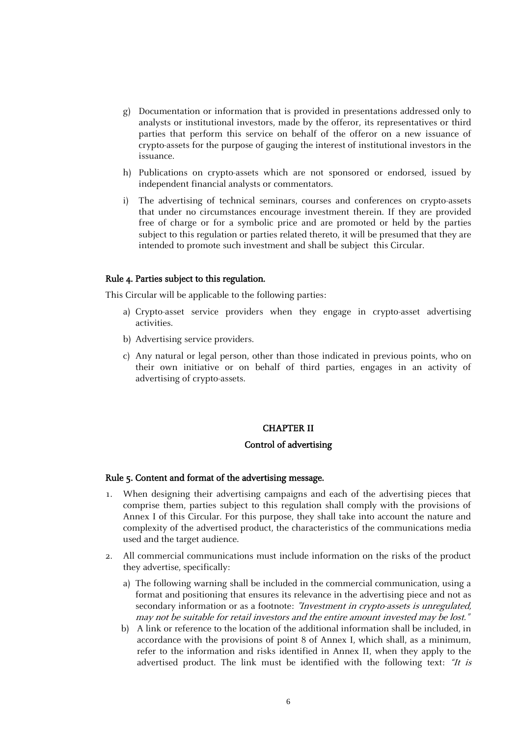g) Documentation or information that is provided in presentations addressed only to analysts or institutional investors, made by the offeror, its representatives or third parties that perform this service on behalf of the offeror on a new issuance of crypto-assets for the purpose of gauging the interest of institutional investors in the issuance.

h) Publications on crypto-assets which are not sponsored or endorsed, issued by independent financial analysts or commentators.

i) The advertising of technical seminars, courses and conferences on crypto-assets that under no circumstances encourage investment therein. If they are provided free of charge or for a symbolic price and are promoted or held by the parties subject to this regulation or parties related thereto, it will be presumed that they are intended to promote such investment and shall be subject this Circular.

### Rule 4. Parties subject to this regulation.

This Circular will be applicable to the following parties:

a) Crypto-asset service providers when they engage in crypto-asset advertising activities.

b) Advertising service providers.

c) Any natural or legal person, other than those indicated in previous points, who on their own initiative or on behalf of third parties, engages in an activity of advertising of crypto-assets.

## CHAPTER II

## Control of advertising

### Rule 5. Content and format of the advertising message.

1. When designing their advertising campaigns and each of the advertising pieces that comprise them, parties subject to this regulation shall comply with the provisions of Annex I of this Circular. For this purpose, they shall take into account the nature and complexity of the advertised product, the characteristics of the communications media used and the target audience.

2. All commercial communications must include information on the risks of the product they advertise, specifically:

   a) The following warning shall be included in the commercial communication, using a format and positioning that ensures its relevance in the advertising piece and not as secondary information or as a footnote: *"Investment in crypto-assets is unregulated, may not be suitable for retail investors and the entire amount invested may be lost."*

   b) A link or reference to the location of the additional information shall be included, in accordance with the provisions of point 8 of Annex I, which shall, as a minimum, refer to the information and risks identified in Annex II, when they apply to the advertised product. The link must be identified with the following text: *"It is*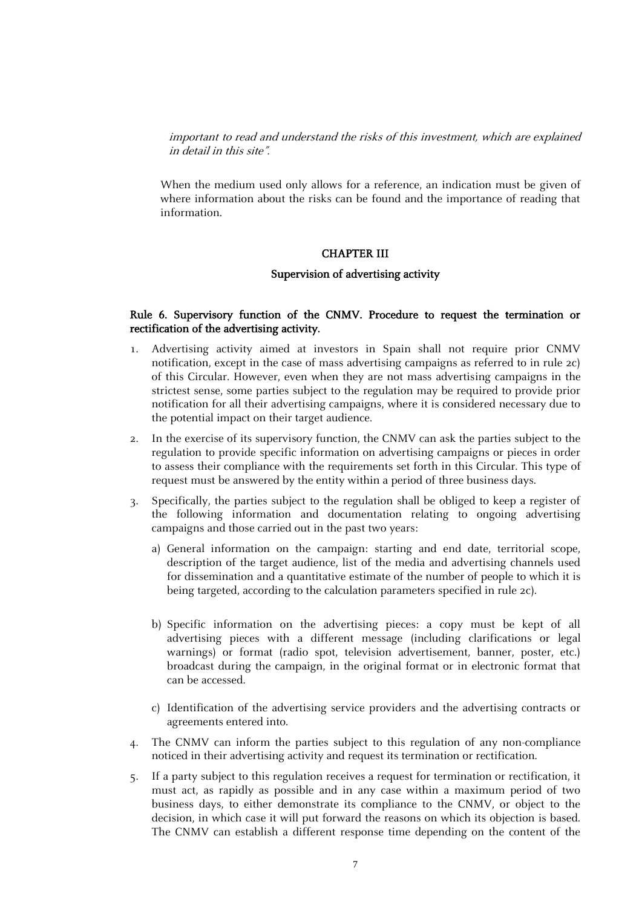*important to read and understand the risks of this investment, which are explained in detail in this site".*

When the medium used only allows for a reference, an indication must be given of where information about the risks can be found and the importance of reading that information.

## CHAPTER III

### Supervision of advertising activity

**Rule 6. Supervisory function of the CNMV. Procedure to request the termination or rectification of the advertising activity.**

1. Advertising activity aimed at investors in Spain shall not require prior CNMV notification, except in the case of mass advertising campaigns as referred to in rule 2c) of this Circular. However, even when they are not mass advertising campaigns in the strictest sense, some parties subject to the regulation may be required to provide prior notification for all their advertising campaigns, where it is considered necessary due to the potential impact on their target audience.
2. In the exercise of its supervisory function, the CNMV can ask the parties subject to the regulation to provide specific information on advertising campaigns or pieces in order to assess their compliance with the requirements set forth in this Circular. This type of request must be answered by the entity within a period of three business days.
3. Specifically, the parties subject to the regulation shall be obliged to keep a register of the following information and documentation relating to ongoing advertising campaigns and those carried out in the past two years:
   a) General information on the campaign: starting and end date, territorial scope, description of the target audience, list of the media and advertising channels used for dissemination and a quantitative estimate of the number of people to which it is being targeted, according to the calculation parameters specified in rule 2c).
   b) Specific information on the advertising pieces: a copy must be kept of all advertising pieces with a different message (including clarifications or legal warnings) or format (radio spot, television advertisement, banner, poster, etc.) broadcast during the campaign, in the original format or in electronic format that can be accessed.
   c) Identification of the advertising service providers and the advertising contracts or agreements entered into.
4. The CNMV can inform the parties subject to this regulation of any non-compliance noticed in their advertising activity and request its termination or rectification.
5. If a party subject to this regulation receives a request for termination or rectification, it must act, as rapidly as possible and in any case within a maximum period of two business days, to either demonstrate its compliance to the CNMV, or object to the decision, in which case it will put forward the reasons on which its objection is based. The CNMV can establish a different response time depending on the content of the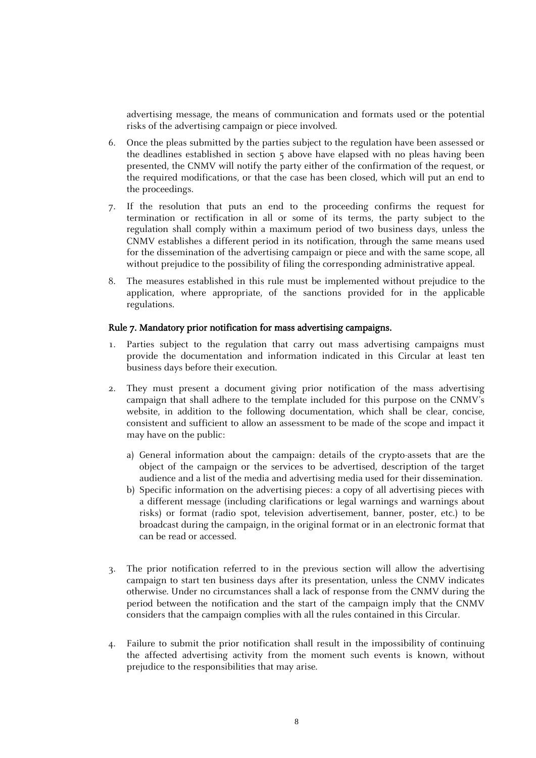advertising message, the means of communication and formats used or the potential risks of the advertising campaign or piece involved.

6. Once the pleas submitted by the parties subject to the regulation have been assessed or the deadlines established in section 5 above have elapsed with no pleas having been presented, the CNMV will notify the party either of the confirmation of the request, or the required modifications, or that the case has been closed, which will put an end to the proceedings.

7. If the resolution that puts an end to the proceeding confirms the request for termination or rectification in all or some of its terms, the party subject to the regulation shall comply within a maximum period of two business days, unless the CNMV establishes a different period in its notification, through the same means used for the dissemination of the advertising campaign or piece and with the same scope, all without prejudice to the possibility of filing the corresponding administrative appeal.

8. The measures established in this rule must be implemented without prejudice to the application, where appropriate, of the sanctions provided for in the applicable regulations.

### Rule 7. Mandatory prior notification for mass advertising campaigns.

1. Parties subject to the regulation that carry out mass advertising campaigns must provide the documentation and information indicated in this Circular at least ten business days before their execution.

2. They must present a document giving prior notification of the mass advertising campaign that shall adhere to the template included for this purpose on the CNMV's website, in addition to the following documentation, which shall be clear, concise, consistent and sufficient to allow an assessment to be made of the scope and impact it may have on the public:

   a) General information about the campaign: details of the crypto-assets that are the object of the campaign or the services to be advertised, description of the target audience and a list of the media and advertising media used for their dissemination.
   b) Specific information on the advertising pieces: a copy of all advertising pieces with a different message (including clarifications or legal warnings and warnings about risks) or format (radio spot, television advertisement, banner, poster, etc.) to be broadcast during the campaign, in the original format or in an electronic format that can be read or accessed.

3. The prior notification referred to in the previous section will allow the advertising campaign to start ten business days after its presentation, unless the CNMV indicates otherwise. Under no circumstances shall a lack of response from the CNMV during the period between the notification and the start of the campaign imply that the CNMV considers that the campaign complies with all the rules contained in this Circular.

4. Failure to submit the prior notification shall result in the impossibility of continuing the affected advertising activity from the moment such events is known, without prejudice to the responsibilities that may arise.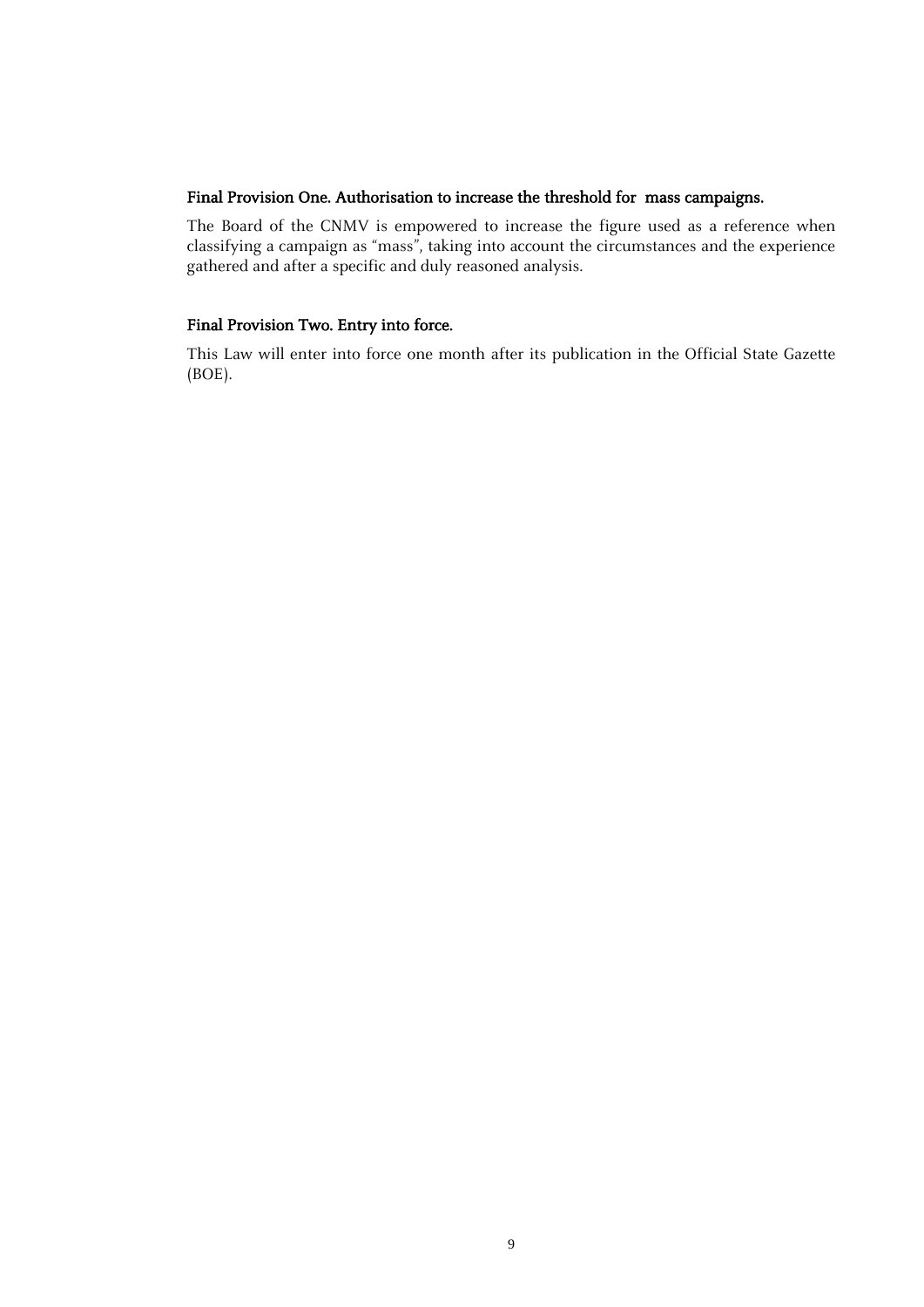### Final Provision One. Authorisation to increase the threshold for mass campaigns.

The Board of the CNMV is empowered to increase the figure used as a reference when classifying a campaign as "mass", taking into account the circumstances and the experience gathered and after a specific and duly reasoned analysis.

### Final Provision Two. Entry into force.

This Law will enter into force one month after its publication in the Official State Gazette (BOE).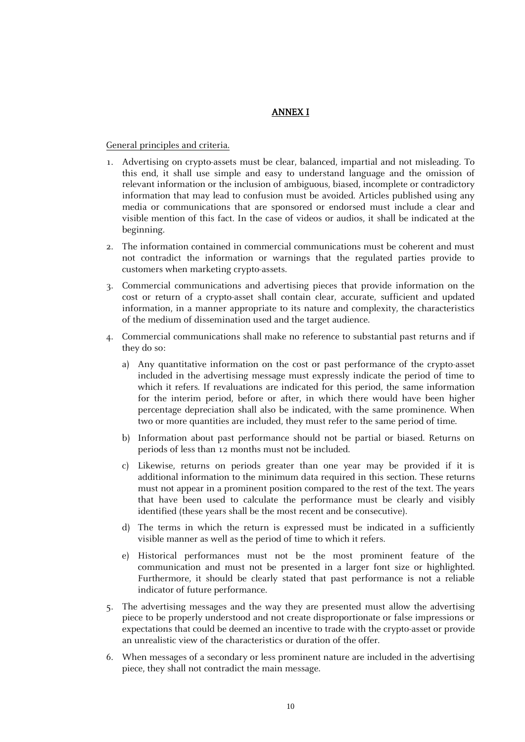# ANNEX I

General principles and criteria.

1. Advertising on crypto-assets must be clear, balanced, impartial and not misleading. To this end, it shall use simple and easy to understand language and the omission of relevant information or the inclusion of ambiguous, biased, incomplete or contradictory information that may lead to confusion must be avoided. Articles published using any media or communications that are sponsored or endorsed must include a clear and visible mention of this fact. In the case of videos or audios, it shall be indicated at the beginning.

2. The information contained in commercial communications must be coherent and must not contradict the information or warnings that the regulated parties provide to customers when marketing crypto-assets.

3. Commercial communications and advertising pieces that provide information on the cost or return of a crypto-asset shall contain clear, accurate, sufficient and updated information, in a manner appropriate to its nature and complexity, the characteristics of the medium of dissemination used and the target audience.

4. Commercial communications shall make no reference to substantial past returns and if they do so:

   a) Any quantitative information on the cost or past performance of the crypto-asset included in the advertising message must expressly indicate the period of time to which it refers. If revaluations are indicated for this period, the same information for the interim period, before or after, in which there would have been higher percentage depreciation shall also be indicated, with the same prominence. When two or more quantities are included, they must refer to the same period of time.

   b) Information about past performance should not be partial or biased. Returns on periods of less than 12 months must not be included.

   c) Likewise, returns on periods greater than one year may be provided if it is additional information to the minimum data required in this section. These returns must not appear in a prominent position compared to the rest of the text. The years that have been used to calculate the performance must be clearly and visibly identified (these years shall be the most recent and be consecutive).

   d) The terms in which the return is expressed must be indicated in a sufficiently visible manner as well as the period of time to which it refers.

   e) Historical performances must not be the most prominent feature of the communication and must not be presented in a larger font size or highlighted. Furthermore, it should be clearly stated that past performance is not a reliable indicator of future performance.

5. The advertising messages and the way they are presented must allow the advertising piece to be properly understood and not create disproportionate or false impressions or expectations that could be deemed an incentive to trade with the crypto-asset or provide an unrealistic view of the characteristics or duration of the offer.

6. When messages of a secondary or less prominent nature are included in the advertising piece, they shall not contradict the main message.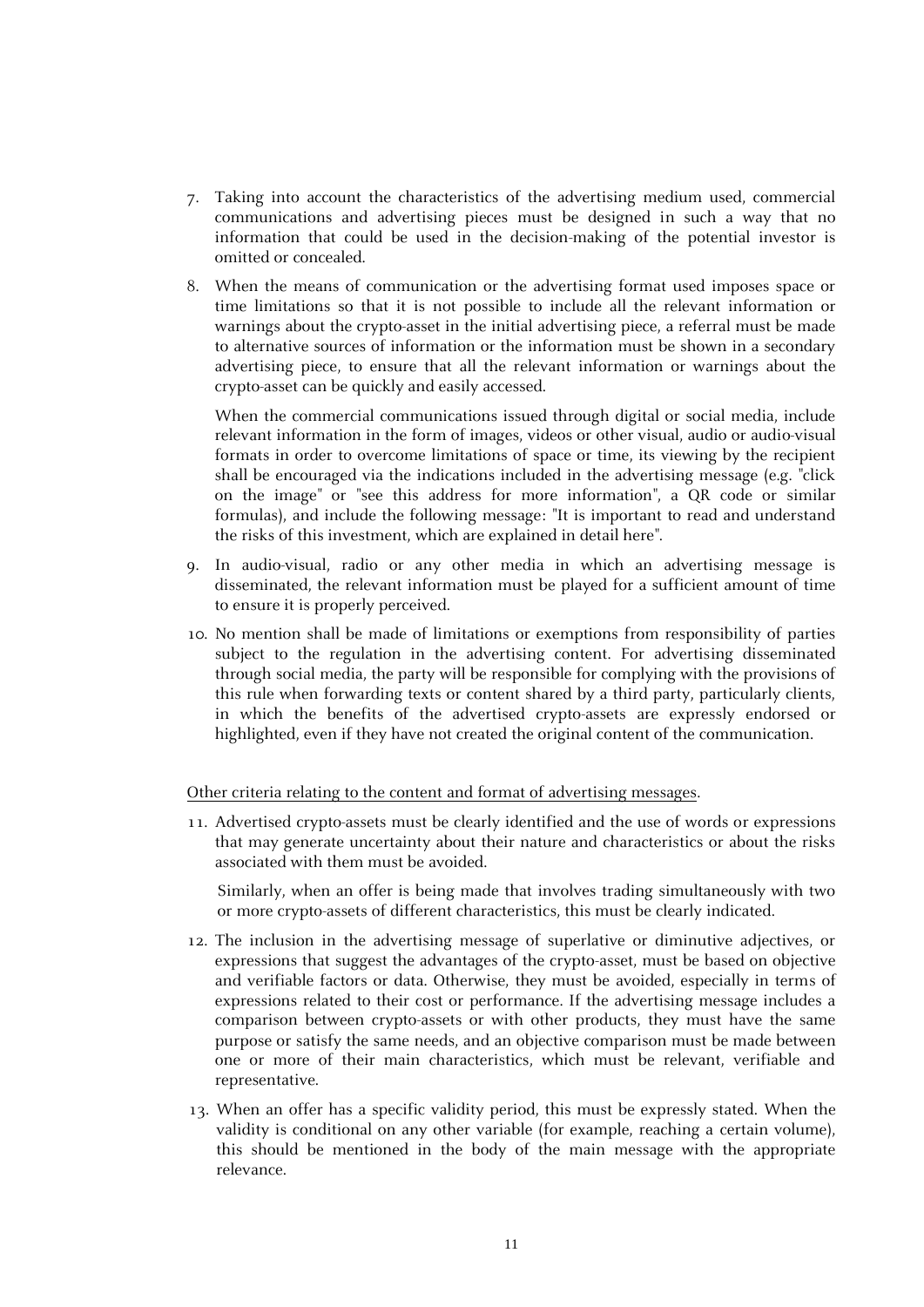7. Taking into account the characteristics of the advertising medium used, commercial communications and advertising pieces must be designed in such a way that no information that could be used in the decision-making of the potential investor is omitted or concealed.

8. When the means of communication or the advertising format used imposes space or time limitations so that it is not possible to include all the relevant information or warnings about the crypto-asset in the initial advertising piece, a referral must be made to alternative sources of information or the information must be shown in a secondary advertising piece, to ensure that all the relevant information or warnings about the crypto-asset can be quickly and easily accessed.

   When the commercial communications issued through digital or social media, include relevant information in the form of images, videos or other visual, audio or audio-visual formats in order to overcome limitations of space or time, its viewing by the recipient shall be encouraged via the indications included in the advertising message (e.g. "click on the image" or "see this address for more information", a QR code or similar formulas), and include the following message: "It is important to read and understand the risks of this investment, which are explained in detail here".

9. In audio-visual, radio or any other media in which an advertising message is disseminated, the relevant information must be played for a sufficient amount of time to ensure it is properly perceived.

10. No mention shall be made of limitations or exemptions from responsibility of parties subject to the regulation in the advertising content. For advertising disseminated through social media, the party will be responsible for complying with the provisions of this rule when forwarding texts or content shared by a third party, particularly clients, in which the benefits of the advertised crypto-assets are expressly endorsed or highlighted, even if they have not created the original content of the communication.

<u>Other criteria relating to the content and format of advertising messages</u>.

11. Advertised crypto-assets must be clearly identified and the use of words or expressions that may generate uncertainty about their nature and characteristics or about the risks associated with them must be avoided.

    Similarly, when an offer is being made that involves trading simultaneously with two or more crypto-assets of different characteristics, this must be clearly indicated.

12. The inclusion in the advertising message of superlative or diminutive adjectives, or expressions that suggest the advantages of the crypto-asset, must be based on objective and verifiable factors or data. Otherwise, they must be avoided, especially in terms of expressions related to their cost or performance. If the advertising message includes a comparison between crypto-assets or with other products, they must have the same purpose or satisfy the same needs, and an objective comparison must be made between one or more of their main characteristics, which must be relevant, verifiable and representative.

13. When an offer has a specific validity period, this must be expressly stated. When the validity is conditional on any other variable (for example, reaching a certain volume), this should be mentioned in the body of the main message with the appropriate relevance.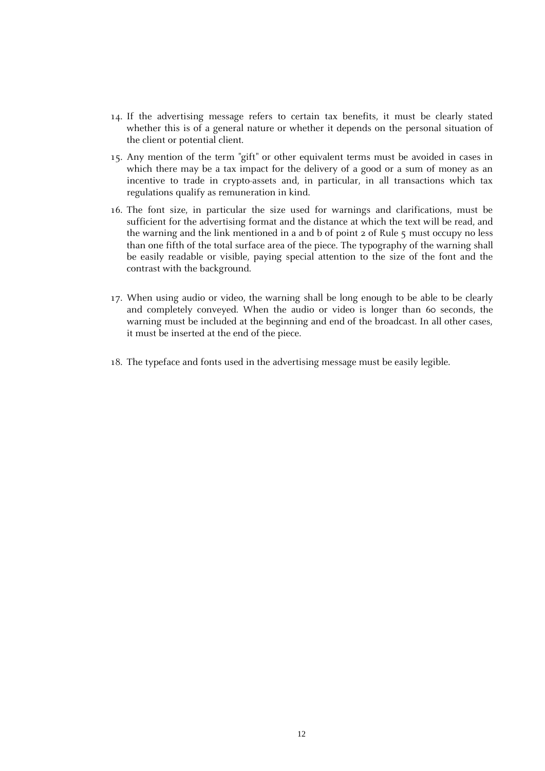14. If the advertising message refers to certain tax benefits, it must be clearly stated whether this is of a general nature or whether it depends on the personal situation of the client or potential client.

15. Any mention of the term "gift" or other equivalent terms must be avoided in cases in which there may be a tax impact for the delivery of a good or a sum of money as an incentive to trade in crypto-assets and, in particular, in all transactions which tax regulations qualify as remuneration in kind.

16. The font size, in particular the size used for warnings and clarifications, must be sufficient for the advertising format and the distance at which the text will be read, and the warning and the link mentioned in a and b of point 2 of Rule 5 must occupy no less than one fifth of the total surface area of the piece. The typography of the warning shall be easily readable or visible, paying special attention to the size of the font and the contrast with the background.

17. When using audio or video, the warning shall be long enough to be able to be clearly and completely conveyed. When the audio or video is longer than 60 seconds, the warning must be included at the beginning and end of the broadcast. In all other cases, it must be inserted at the end of the piece.

18. The typeface and fonts used in the advertising message must be easily legible.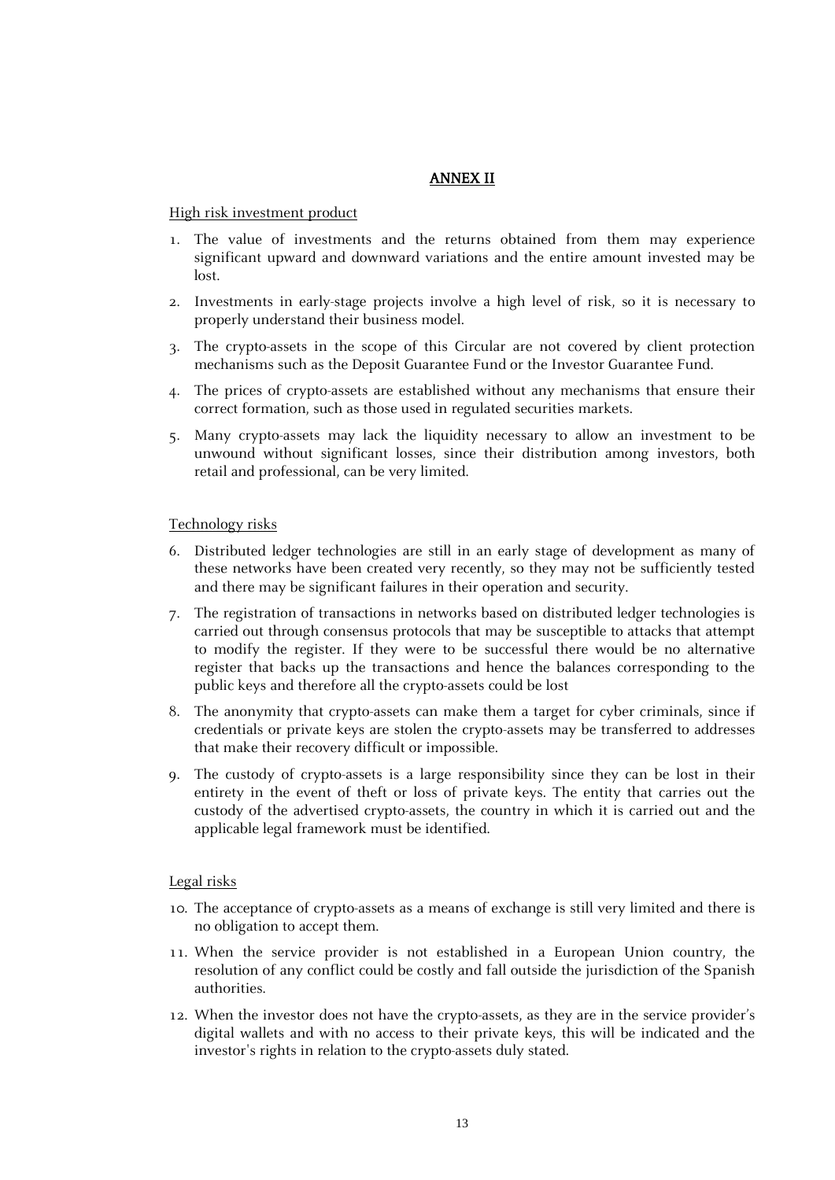# ANNEX II

High risk investment product

1. The value of investments and the returns obtained from them may experience significant upward and downward variations and the entire amount invested may be lost.
2. Investments in early-stage projects involve a high level of risk, so it is necessary to properly understand their business model.
3. The crypto-assets in the scope of this Circular are not covered by client protection mechanisms such as the Deposit Guarantee Fund or the Investor Guarantee Fund.
4. The prices of crypto-assets are established without any mechanisms that ensure their correct formation, such as those used in regulated securities markets.
5. Many crypto-assets may lack the liquidity necessary to allow an investment to be unwound without significant losses, since their distribution among investors, both retail and professional, can be very limited.

Technology risks

6. Distributed ledger technologies are still in an early stage of development as many of these networks have been created very recently, so they may not be sufficiently tested and there may be significant failures in their operation and security.
7. The registration of transactions in networks based on distributed ledger technologies is carried out through consensus protocols that may be susceptible to attacks that attempt to modify the register. If they were to be successful there would be no alternative register that backs up the transactions and hence the balances corresponding to the public keys and therefore all the crypto-assets could be lost
8. The anonymity that crypto-assets can make them a target for cyber criminals, since if credentials or private keys are stolen the crypto-assets may be transferred to addresses that make their recovery difficult or impossible.
9. The custody of crypto-assets is a large responsibility since they can be lost in their entirety in the event of theft or loss of private keys. The entity that carries out the custody of the advertised crypto-assets, the country in which it is carried out and the applicable legal framework must be identified.

Legal risks

10. The acceptance of crypto-assets as a means of exchange is still very limited and there is no obligation to accept them.
11. When the service provider is not established in a European Union country, the resolution of any conflict could be costly and fall outside the jurisdiction of the Spanish authorities.
12. When the investor does not have the crypto-assets, as they are in the service provider's digital wallets and with no access to their private keys, this will be indicated and the investor's rights in relation to the crypto-assets duly stated.